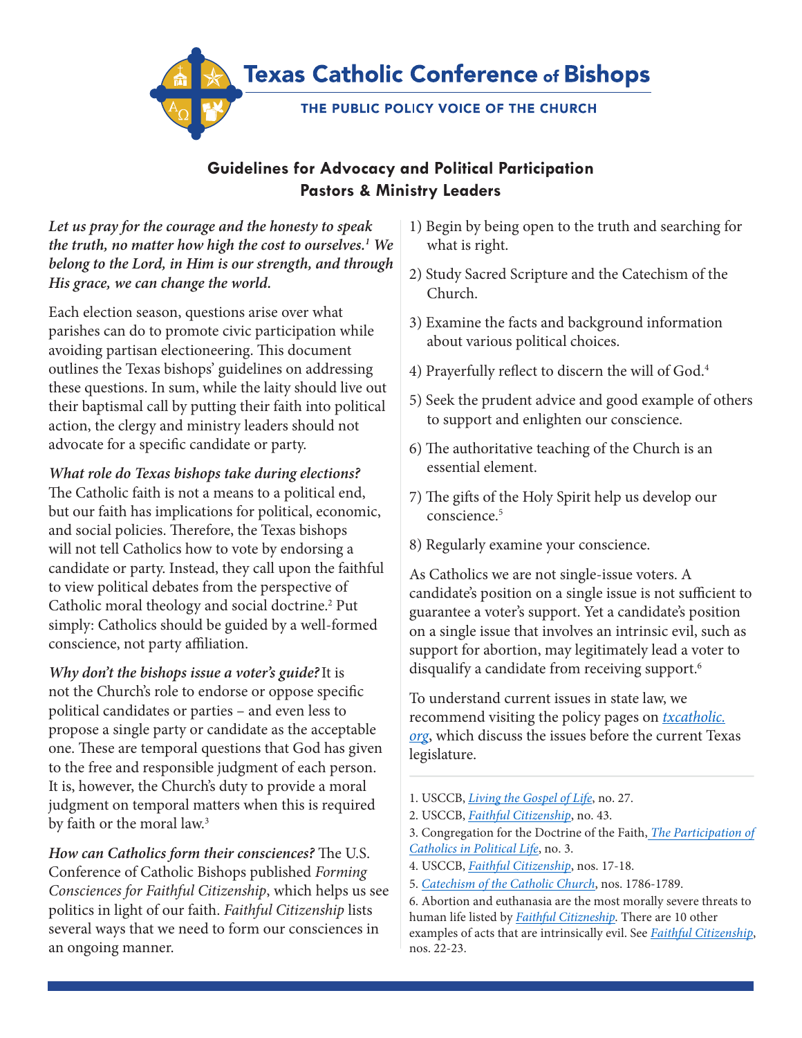# Texas Catholic Conference of Bishops

THE PUBLIC POLICY VOICE OF THE CHURCH

## Guidelines for Advocacy and Political Participation
## Pastors & Ministry Leaders

***Let us pray for the courage and the honesty to speak the truth, no matter how high the cost to ourselves.[1] We belong to the Lord, in Him is our strength, and through His grace, we can change the world.***

Each election season, questions arise over what parishes can do to promote civic participation while avoiding partisan electioneering. This document outlines the Texas bishops' guidelines on addressing these questions. In sum, while the laity should live out their baptismal call by putting their faith into political action, the clergy and ministry leaders should not advocate for a specific candidate or party.

***What role do Texas bishops take during elections?*** The Catholic faith is not a means to a political end, but our faith has implications for political, economic, and social policies. Therefore, the Texas bishops will not tell Catholics how to vote by endorsing a candidate or party. Instead, they call upon the faithful to view political debates from the perspective of Catholic moral theology and social doctrine.[2] Put simply: Catholics should be guided by a well-formed conscience, not party affiliation.

***Why don't the bishops issue a voter's guide?*** It is not the Church's role to endorse or oppose specific political candidates or parties – and even less to propose a single party or candidate as the acceptable one. These are temporal questions that God has given to the free and responsible judgment of each person. It is, however, the Church's duty to provide a moral judgment on temporal matters when this is required by faith or the moral law.[3]

***How can Catholics form their consciences?*** The U.S. Conference of Catholic Bishops published *Forming Consciences for Faithful Citizenship*, which helps us see politics in light of our faith. *Faithful Citizenship* lists several ways that we need to form our consciences in an ongoing manner.

1) Begin by being open to the truth and searching for what is right.
2) Study Sacred Scripture and the Catechism of the Church.
3) Examine the facts and background information about various political choices.
4) Prayerfully reflect to discern the will of God.[4]
5) Seek the prudent advice and good example of others to support and enlighten our conscience.
6) The authoritative teaching of the Church is an essential element.
7) The gifts of the Holy Spirit help us develop our conscience.[5]
8) Regularly examine your conscience.

As Catholics we are not single-issue voters. A candidate's position on a single issue is not sufficient to guarantee a voter's support. Yet a candidate's position on a single issue that involves an intrinsic evil, such as support for abortion, may legitimately lead a voter to disqualify a candidate from receiving support.[6]

To understand current issues in state law, we recommend visiting the policy pages on *txcatholic.org*, which discuss the issues before the current Texas legislature.

---

1. USCCB, *Living the Gospel of Life*, no. 27.
2. USCCB, *Faithful Citizenship*, no. 43.
3. Congregation for the Doctrine of the Faith, *The Participation of Catholics in Political Life*, no. 3.
4. USCCB, *Faithful Citizenship*, nos. 17-18.
5. *Catechism of the Catholic Church*, nos. 1786-1789.
6. Abortion and euthanasia are the most morally severe threats to human life listed by *Faithful Citizneship*. There are 10 other examples of acts that are intrinsically evil. See *Faithful Citizenship*, nos. 22-23.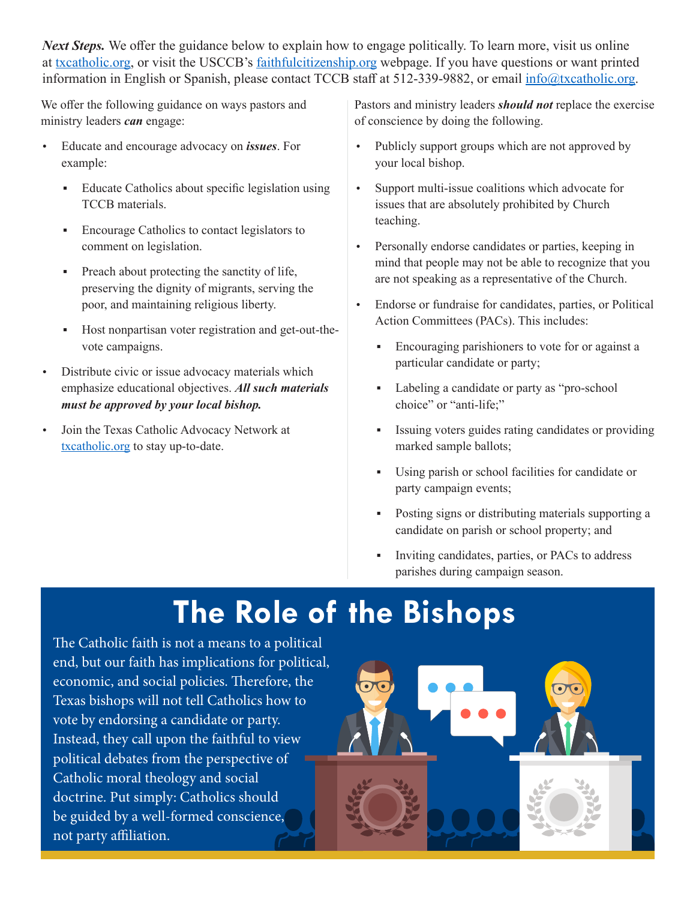***Next Steps.*** We offer the guidance below to explain how to engage politically. To learn more, visit us online at txcatholic.org, or visit the USCCB's faithfulcitizenship.org webpage. If you have questions or want printed information in English or Spanish, please contact TCCB staff at 512-339-9882, or email info@txcatholic.org.

We offer the following guidance on ways pastors and ministry leaders ***can*** engage:

- Educate and encourage advocacy on ***issues***. For example:
  - Educate Catholics about specific legislation using TCCB materials.
  - Encourage Catholics to contact legislators to comment on legislation.
  - Preach about protecting the sanctity of life, preserving the dignity of migrants, serving the poor, and maintaining religious liberty.
  - Host nonpartisan voter registration and get-out-the-vote campaigns.
- Distribute civic or issue advocacy materials which emphasize educational objectives. ***All such materials must be approved by your local bishop.***
- Join the Texas Catholic Advocacy Network at txcatholic.org to stay up-to-date.

Pastors and ministry leaders ***should not*** replace the exercise of conscience by doing the following.

- Publicly support groups which are not approved by your local bishop.
- Support multi-issue coalitions which advocate for issues that are absolutely prohibited by Church teaching.
- Personally endorse candidates or parties, keeping in mind that people may not be able to recognize that you are not speaking as a representative of the Church.
- Endorse or fundraise for candidates, parties, or Political Action Committees (PACs). This includes:
  - Encouraging parishioners to vote for or against a particular candidate or party;
  - Labeling a candidate or party as "pro-school choice" or "anti-life;"
  - Issuing voters guides rating candidates or providing marked sample ballots;
  - Using parish or school facilities for candidate or party campaign events;
  - Posting signs or distributing materials supporting a candidate on parish or school property; and
  - Inviting candidates, parties, or PACs to address parishes during campaign season.

# The Role of the Bishops

The Catholic faith is not a means to a political end, but our faith has implications for political, economic, and social policies. Therefore, the Texas bishops will not tell Catholics how to vote by endorsing a candidate or party. Instead, they call upon the faithful to view political debates from the perspective of Catholic moral theology and social doctrine. Put simply: Catholics should be guided by a well-formed conscience, not party affiliation.